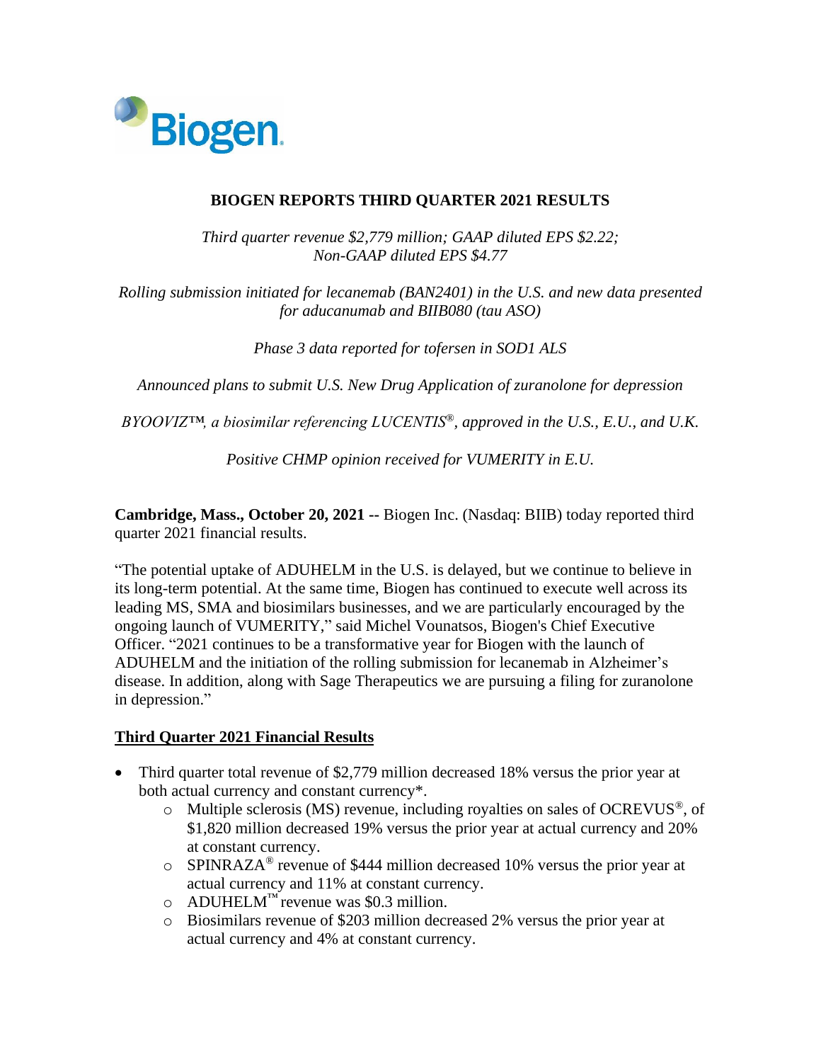Biogen

# BIOGEN REPORTS THIRD QUARTER 2021 RESULTS

*Third quarter revenue $2,779 million; GAAP diluted EPS $2.22; Non-GAAP diluted EPS $4.77*

*Rolling submission initiated for lecanemab (BAN2401) in the U.S. and new data presented for aducanumab and BIIB080 (tau ASO)*

*Phase 3 data reported for tofersen in SOD1 ALS*

*Announced plans to submit U.S. New Drug Application of zuranolone for depression*

*BYOOVIZ™, a biosimilar referencing LUCENTIS®, approved in the U.S., E.U., and U.K.*

*Positive CHMP opinion received for VUMERITY in E.U.*

**Cambridge, Mass., October 20, 2021 --** Biogen Inc. (Nasdaq: BIIB) today reported third quarter 2021 financial results.

"The potential uptake of ADUHELM in the U.S. is delayed, but we continue to believe in its long-term potential. At the same time, Biogen has continued to execute well across its leading MS, SMA and biosimilars businesses, and we are particularly encouraged by the ongoing launch of VUMERITY," said Michel Vounatsos, Biogen's Chief Executive Officer. "2021 continues to be a transformative year for Biogen with the launch of ADUHELM and the initiation of the rolling submission for lecanemab in Alzheimer's disease. In addition, along with Sage Therapeutics we are pursuing a filing for zuranolone in depression."

## Third Quarter 2021 Financial Results

- Third quarter total revenue of $2,779 million decreased 18% versus the prior year at both actual currency and constant currency*.
  - Multiple sclerosis (MS) revenue, including royalties on sales of OCREVUS®, of $1,820 million decreased 19% versus the prior year at actual currency and 20% at constant currency.
  - SPINRAZA® revenue of $444 million decreased 10% versus the prior year at actual currency and 11% at constant currency.
  - ADUHELM™ revenue was $0.3 million.
  - Biosimilars revenue of $203 million decreased 2% versus the prior year at actual currency and 4% at constant currency.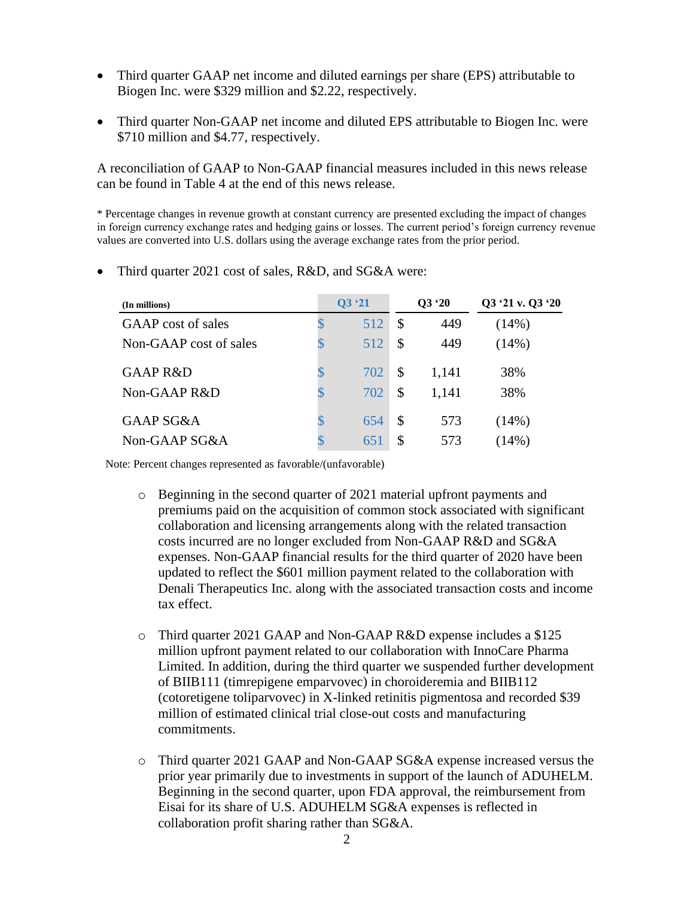- Third quarter GAAP net income and diluted earnings per share (EPS) attributable to Biogen Inc. were $329 million and $2.22, respectively.

- Third quarter Non-GAAP net income and diluted EPS attributable to Biogen Inc. were $710 million and $4.77, respectively.

A reconciliation of GAAP to Non-GAAP financial measures included in this news release can be found in Table 4 at the end of this news release.

* Percentage changes in revenue growth at constant currency are presented excluding the impact of changes in foreign currency exchange rates and hedging gains or losses. The current period's foreign currency revenue values are converted into U.S. dollars using the average exchange rates from the prior period.

- Third quarter 2021 cost of sales, R&D, and SG&A were:

| (In millions) | Q3 '21 | Q3 '20 | Q3 '21 v. Q3 '20 |
|---|---|---|---|
| GAAP cost of sales | $ 512 | $ 449 | (14%) |
| Non-GAAP cost of sales | $ 512 | $ 449 | (14%) |
| GAAP R&D | $ 702 | $ 1,141 | 38% |
| Non-GAAP R&D | $ 702 | $ 1,141 | 38% |
| GAAP SG&A | $ 654 | $ 573 | (14%) |
| Non-GAAP SG&A | $ 651 | $ 573 | (14%) |

Note: Percent changes represented as favorable/(unfavorable)

  - Beginning in the second quarter of 2021 material upfront payments and premiums paid on the acquisition of common stock associated with significant collaboration and licensing arrangements along with the related transaction costs incurred are no longer excluded from Non-GAAP R&D and SG&A expenses. Non-GAAP financial results for the third quarter of 2020 have been updated to reflect the $601 million payment related to the collaboration with Denali Therapeutics Inc. along with the associated transaction costs and income tax effect.

  - Third quarter 2021 GAAP and Non-GAAP R&D expense includes a $125 million upfront payment related to our collaboration with InnoCare Pharma Limited. In addition, during the third quarter we suspended further development of BIIB111 (timrepigene emparvovec) in choroideremia and BIIB112 (cotoretigene toliparvovec) in X-linked retinitis pigmentosa and recorded $39 million of estimated clinical trial close-out costs and manufacturing commitments.

  - Third quarter 2021 GAAP and Non-GAAP SG&A expense increased versus the prior year primarily due to investments in support of the launch of ADUHELM. Beginning in the second quarter, upon FDA approval, the reimbursement from Eisai for its share of U.S. ADUHELM SG&A expenses is reflected in collaboration profit sharing rather than SG&A.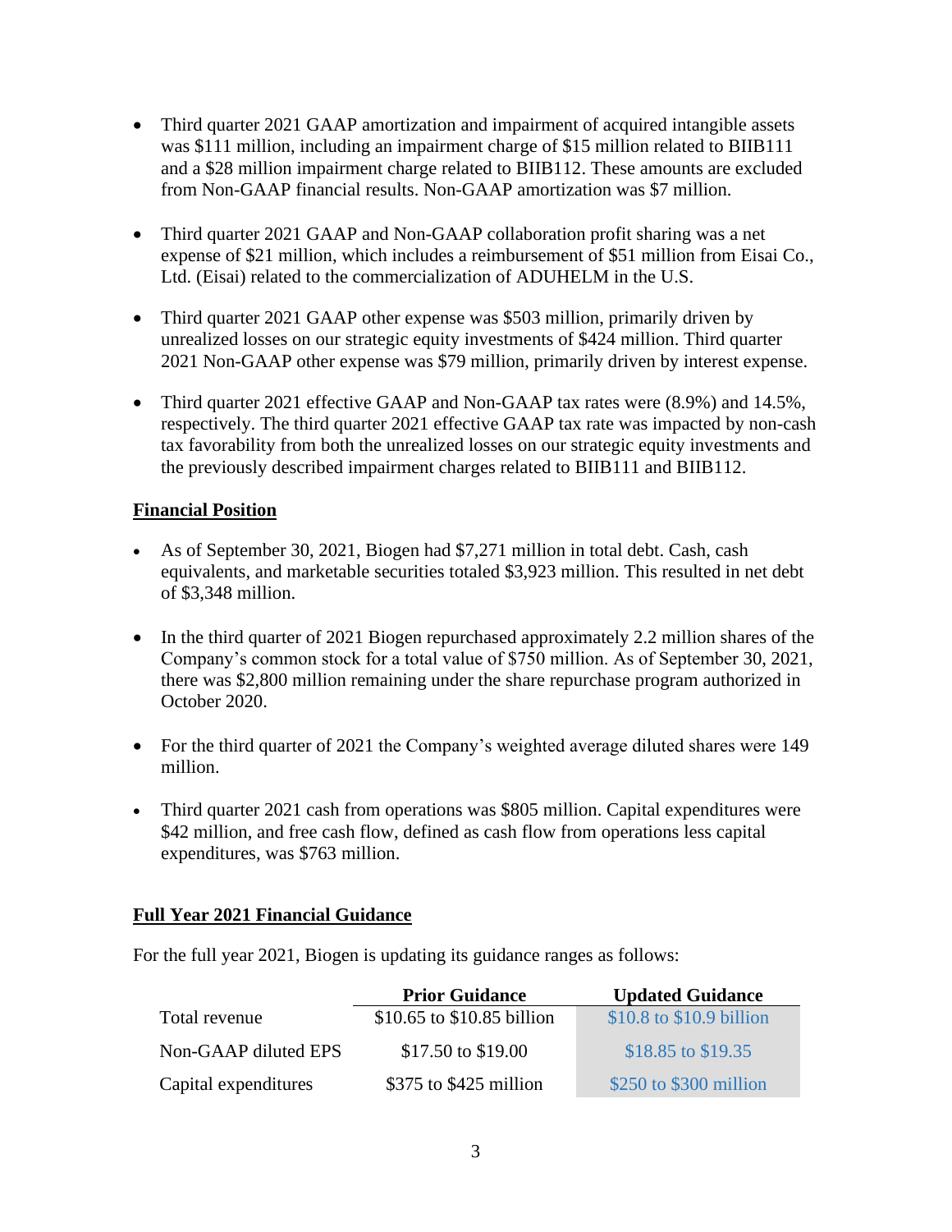- Third quarter 2021 GAAP amortization and impairment of acquired intangible assets was $111 million, including an impairment charge of $15 million related to BIIB111 and a $28 million impairment charge related to BIIB112. These amounts are excluded from Non-GAAP financial results. Non-GAAP amortization was $7 million.

- Third quarter 2021 GAAP and Non-GAAP collaboration profit sharing was a net expense of $21 million, which includes a reimbursement of $51 million from Eisai Co., Ltd. (Eisai) related to the commercialization of ADUHELM in the U.S.

- Third quarter 2021 GAAP other expense was $503 million, primarily driven by unrealized losses on our strategic equity investments of $424 million. Third quarter 2021 Non-GAAP other expense was $79 million, primarily driven by interest expense.

- Third quarter 2021 effective GAAP and Non-GAAP tax rates were (8.9%) and 14.5%, respectively. The third quarter 2021 effective GAAP tax rate was impacted by non-cash tax favorability from both the unrealized losses on our strategic equity investments and the previously described impairment charges related to BIIB111 and BIIB112.

## Financial Position

- As of September 30, 2021, Biogen had $7,271 million in total debt. Cash, cash equivalents, and marketable securities totaled $3,923 million. This resulted in net debt of $3,348 million.

- In the third quarter of 2021 Biogen repurchased approximately 2.2 million shares of the Company's common stock for a total value of $750 million. As of September 30, 2021, there was $2,800 million remaining under the share repurchase program authorized in October 2020.

- For the third quarter of 2021 the Company's weighted average diluted shares were 149 million.

- Third quarter 2021 cash from operations was $805 million. Capital expenditures were $42 million, and free cash flow, defined as cash flow from operations less capital expenditures, was $763 million.

## Full Year 2021 Financial Guidance

For the full year 2021, Biogen is updating its guidance ranges as follows:

| | Prior Guidance | Updated Guidance |
|---|---|---|
| Total revenue | $10.65 to $10.85 billion | $10.8 to $10.9 billion |
| Non-GAAP diluted EPS | $17.50 to $19.00 | $18.85 to $19.35 |
| Capital expenditures | $375 to $425 million | $250 to $300 million |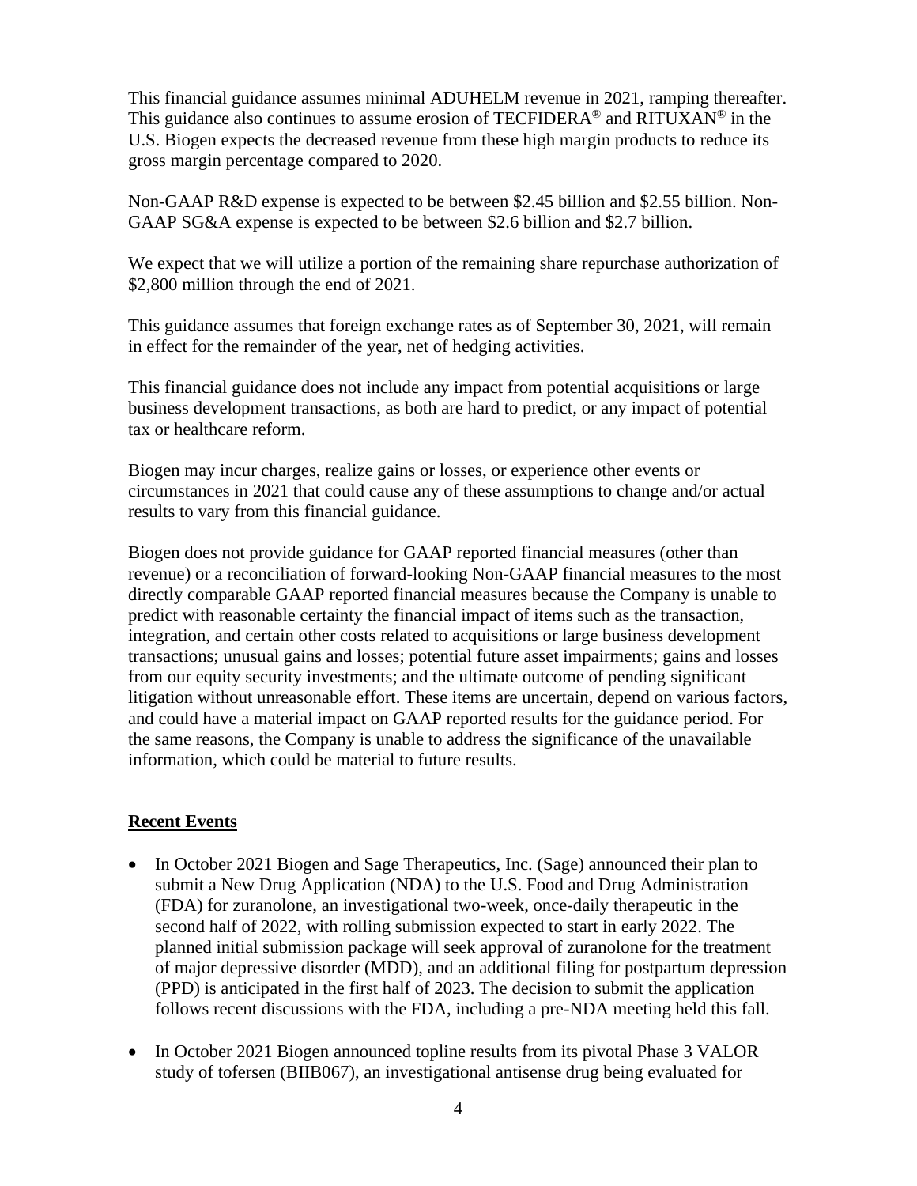This financial guidance assumes minimal ADUHELM revenue in 2021, ramping thereafter. This guidance also continues to assume erosion of TECFIDERA® and RITUXAN® in the U.S. Biogen expects the decreased revenue from these high margin products to reduce its gross margin percentage compared to 2020.

Non-GAAP R&D expense is expected to be between $2.45 billion and $2.55 billion. Non-GAAP SG&A expense is expected to be between $2.6 billion and $2.7 billion.

We expect that we will utilize a portion of the remaining share repurchase authorization of $2,800 million through the end of 2021.

This guidance assumes that foreign exchange rates as of September 30, 2021, will remain in effect for the remainder of the year, net of hedging activities.

This financial guidance does not include any impact from potential acquisitions or large business development transactions, as both are hard to predict, or any impact of potential tax or healthcare reform.

Biogen may incur charges, realize gains or losses, or experience other events or circumstances in 2021 that could cause any of these assumptions to change and/or actual results to vary from this financial guidance.

Biogen does not provide guidance for GAAP reported financial measures (other than revenue) or a reconciliation of forward-looking Non-GAAP financial measures to the most directly comparable GAAP reported financial measures because the Company is unable to predict with reasonable certainty the financial impact of items such as the transaction, integration, and certain other costs related to acquisitions or large business development transactions; unusual gains and losses; potential future asset impairments; gains and losses from our equity security investments; and the ultimate outcome of pending significant litigation without unreasonable effort. These items are uncertain, depend on various factors, and could have a material impact on GAAP reported results for the guidance period. For the same reasons, the Company is unable to address the significance of the unavailable information, which could be material to future results.

## Recent Events

- In October 2021 Biogen and Sage Therapeutics, Inc. (Sage) announced their plan to submit a New Drug Application (NDA) to the U.S. Food and Drug Administration (FDA) for zuranolone, an investigational two-week, once-daily therapeutic in the second half of 2022, with rolling submission expected to start in early 2022. The planned initial submission package will seek approval of zuranolone for the treatment of major depressive disorder (MDD), and an additional filing for postpartum depression (PPD) is anticipated in the first half of 2023. The decision to submit the application follows recent discussions with the FDA, including a pre-NDA meeting held this fall.
- In October 2021 Biogen announced topline results from its pivotal Phase 3 VALOR study of tofersen (BIIB067), an investigational antisense drug being evaluated for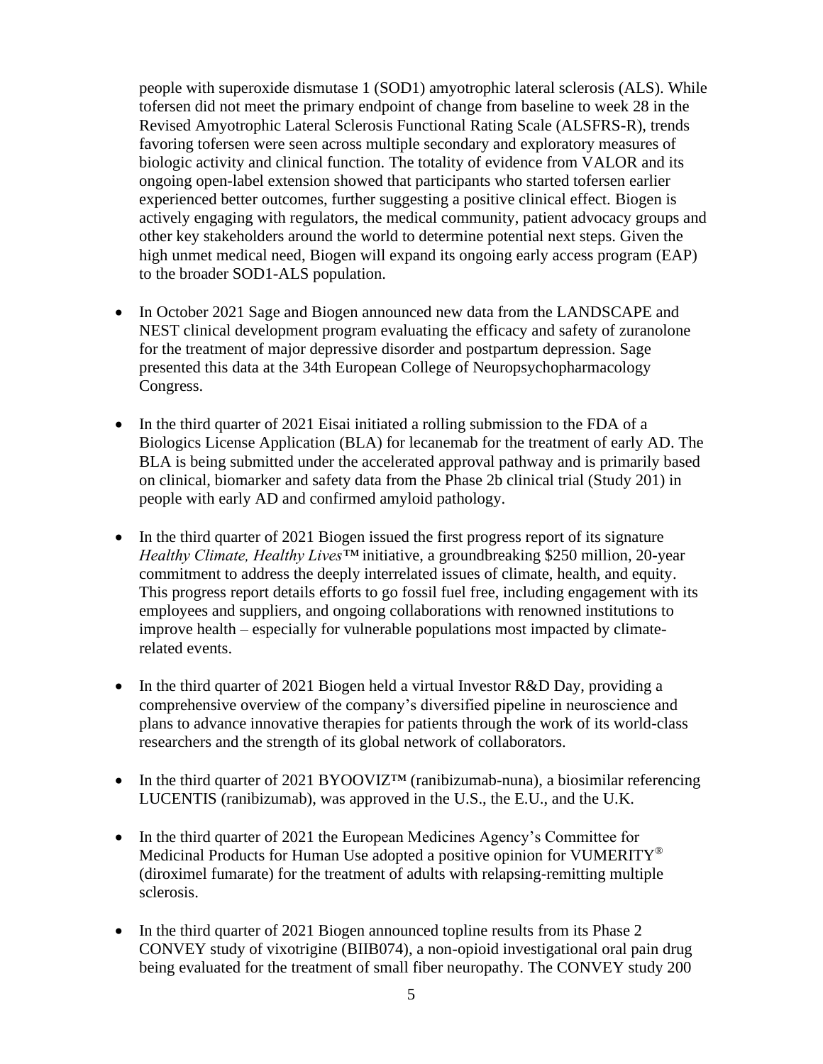people with superoxide dismutase 1 (SOD1) amyotrophic lateral sclerosis (ALS). While tofersen did not meet the primary endpoint of change from baseline to week 28 in the Revised Amyotrophic Lateral Sclerosis Functional Rating Scale (ALSFRS-R), trends favoring tofersen were seen across multiple secondary and exploratory measures of biologic activity and clinical function. The totality of evidence from VALOR and its ongoing open-label extension showed that participants who started tofersen earlier experienced better outcomes, further suggesting a positive clinical effect. Biogen is actively engaging with regulators, the medical community, patient advocacy groups and other key stakeholders around the world to determine potential next steps. Given the high unmet medical need, Biogen will expand its ongoing early access program (EAP) to the broader SOD1-ALS population.

- In October 2021 Sage and Biogen announced new data from the LANDSCAPE and NEST clinical development program evaluating the efficacy and safety of zuranolone for the treatment of major depressive disorder and postpartum depression. Sage presented this data at the 34th European College of Neuropsychopharmacology Congress.

- In the third quarter of 2021 Eisai initiated a rolling submission to the FDA of a Biologics License Application (BLA) for lecanemab for the treatment of early AD. The BLA is being submitted under the accelerated approval pathway and is primarily based on clinical, biomarker and safety data from the Phase 2b clinical trial (Study 201) in people with early AD and confirmed amyloid pathology.

- In the third quarter of 2021 Biogen issued the first progress report of its signature *Healthy Climate, Healthy Lives™* initiative, a groundbreaking $250 million, 20-year commitment to address the deeply interrelated issues of climate, health, and equity. This progress report details efforts to go fossil fuel free, including engagement with its employees and suppliers, and ongoing collaborations with renowned institutions to improve health – especially for vulnerable populations most impacted by climate-related events.

- In the third quarter of 2021 Biogen held a virtual Investor R&D Day, providing a comprehensive overview of the company's diversified pipeline in neuroscience and plans to advance innovative therapies for patients through the work of its world-class researchers and the strength of its global network of collaborators.

- In the third quarter of 2021 BYOOVIZ™ (ranibizumab-nuna), a biosimilar referencing LUCENTIS (ranibizumab), was approved in the U.S., the E.U., and the U.K.

- In the third quarter of 2021 the European Medicines Agency's Committee for Medicinal Products for Human Use adopted a positive opinion for VUMERITY® (diroximel fumarate) for the treatment of adults with relapsing-remitting multiple sclerosis.

- In the third quarter of 2021 Biogen announced topline results from its Phase 2 CONVEY study of vixotrigine (BIIB074), a non-opioid investigational oral pain drug being evaluated for the treatment of small fiber neuropathy. The CONVEY study 200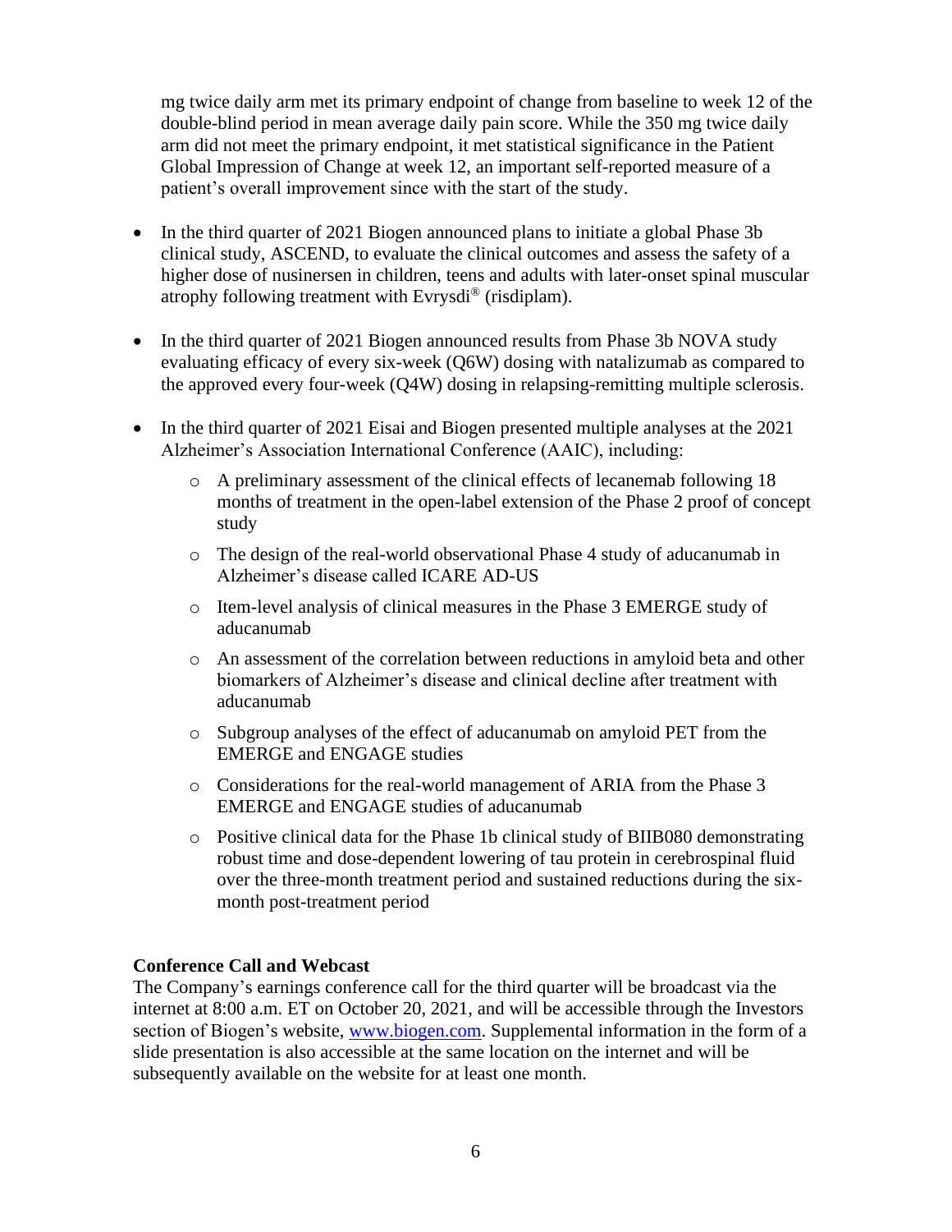mg twice daily arm met its primary endpoint of change from baseline to week 12 of the double-blind period in mean average daily pain score. While the 350 mg twice daily arm did not meet the primary endpoint, it met statistical significance in the Patient Global Impression of Change at week 12, an important self-reported measure of a patient's overall improvement since with the start of the study.

- In the third quarter of 2021 Biogen announced plans to initiate a global Phase 3b clinical study, ASCEND, to evaluate the clinical outcomes and assess the safety of a higher dose of nusinersen in children, teens and adults with later-onset spinal muscular atrophy following treatment with Evrysdi® (risdiplam).

- In the third quarter of 2021 Biogen announced results from Phase 3b NOVA study evaluating efficacy of every six-week (Q6W) dosing with natalizumab as compared to the approved every four-week (Q4W) dosing in relapsing-remitting multiple sclerosis.

- In the third quarter of 2021 Eisai and Biogen presented multiple analyses at the 2021 Alzheimer's Association International Conference (AAIC), including:
  - A preliminary assessment of the clinical effects of lecanemab following 18 months of treatment in the open-label extension of the Phase 2 proof of concept study
  - The design of the real-world observational Phase 4 study of aducanumab in Alzheimer's disease called ICARE AD-US
  - Item-level analysis of clinical measures in the Phase 3 EMERGE study of aducanumab
  - An assessment of the correlation between reductions in amyloid beta and other biomarkers of Alzheimer's disease and clinical decline after treatment with aducanumab
  - Subgroup analyses of the effect of aducanumab on amyloid PET from the EMERGE and ENGAGE studies
  - Considerations for the real-world management of ARIA from the Phase 3 EMERGE and ENGAGE studies of aducanumab
  - Positive clinical data for the Phase 1b clinical study of BIIB080 demonstrating robust time and dose-dependent lowering of tau protein in cerebrospinal fluid over the three-month treatment period and sustained reductions during the six-month post-treatment period

**Conference Call and Webcast**

The Company's earnings conference call for the third quarter will be broadcast via the internet at 8:00 a.m. ET on October 20, 2021, and will be accessible through the Investors section of Biogen's website, www.biogen.com. Supplemental information in the form of a slide presentation is also accessible at the same location on the internet and will be subsequently available on the website for at least one month.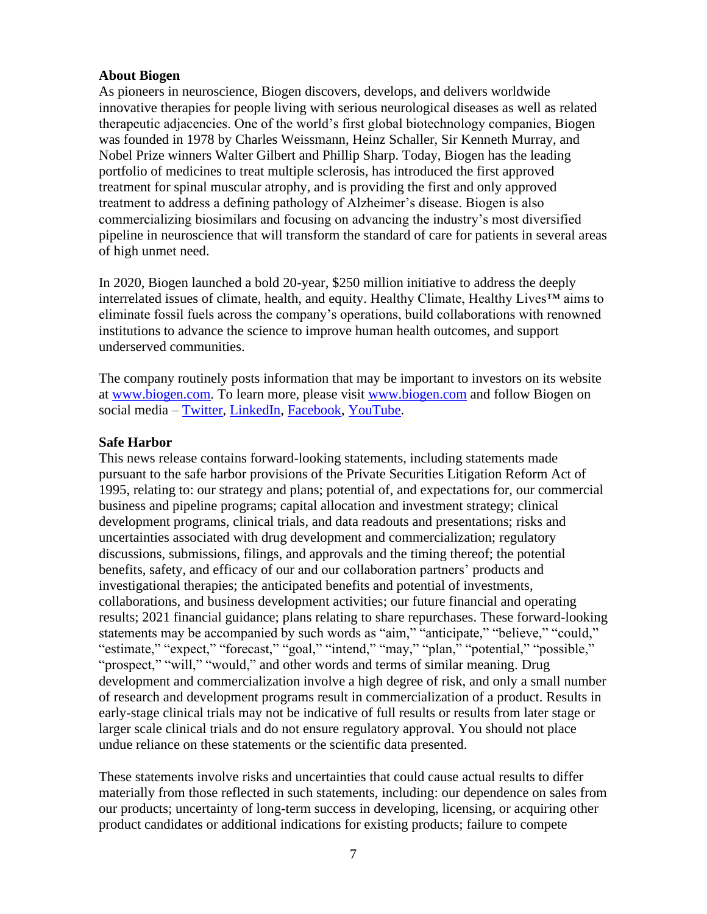**About Biogen**

As pioneers in neuroscience, Biogen discovers, develops, and delivers worldwide innovative therapies for people living with serious neurological diseases as well as related therapeutic adjacencies. One of the world's first global biotechnology companies, Biogen was founded in 1978 by Charles Weissmann, Heinz Schaller, Sir Kenneth Murray, and Nobel Prize winners Walter Gilbert and Phillip Sharp. Today, Biogen has the leading portfolio of medicines to treat multiple sclerosis, has introduced the first approved treatment for spinal muscular atrophy, and is providing the first and only approved treatment to address a defining pathology of Alzheimer's disease. Biogen is also commercializing biosimilars and focusing on advancing the industry's most diversified pipeline in neuroscience that will transform the standard of care for patients in several areas of high unmet need.

In 2020, Biogen launched a bold 20-year, $250 million initiative to address the deeply interrelated issues of climate, health, and equity. Healthy Climate, Healthy Lives™ aims to eliminate fossil fuels across the company's operations, build collaborations with renowned institutions to advance the science to improve human health outcomes, and support underserved communities.

The company routinely posts information that may be important to investors on its website at [www.biogen.com](www.biogen.com). To learn more, please visit [www.biogen.com](www.biogen.com) and follow Biogen on social media – Twitter, LinkedIn, Facebook, YouTube.

**Safe Harbor**

This news release contains forward-looking statements, including statements made pursuant to the safe harbor provisions of the Private Securities Litigation Reform Act of 1995, relating to: our strategy and plans; potential of, and expectations for, our commercial business and pipeline programs; capital allocation and investment strategy; clinical development programs, clinical trials, and data readouts and presentations; risks and uncertainties associated with drug development and commercialization; regulatory discussions, submissions, filings, and approvals and the timing thereof; the potential benefits, safety, and efficacy of our and our collaboration partners' products and investigational therapies; the anticipated benefits and potential of investments, collaborations, and business development activities; our future financial and operating results; 2021 financial guidance; plans relating to share repurchases. These forward-looking statements may be accompanied by such words as "aim," "anticipate," "believe," "could," "estimate," "expect," "forecast," "goal," "intend," "may," "plan," "potential," "possible," "prospect," "will," "would," and other words and terms of similar meaning. Drug development and commercialization involve a high degree of risk, and only a small number of research and development programs result in commercialization of a product. Results in early-stage clinical trials may not be indicative of full results or results from later stage or larger scale clinical trials and do not ensure regulatory approval. You should not place undue reliance on these statements or the scientific data presented.

These statements involve risks and uncertainties that could cause actual results to differ materially from those reflected in such statements, including: our dependence on sales from our products; uncertainty of long-term success in developing, licensing, or acquiring other product candidates or additional indications for existing products; failure to compete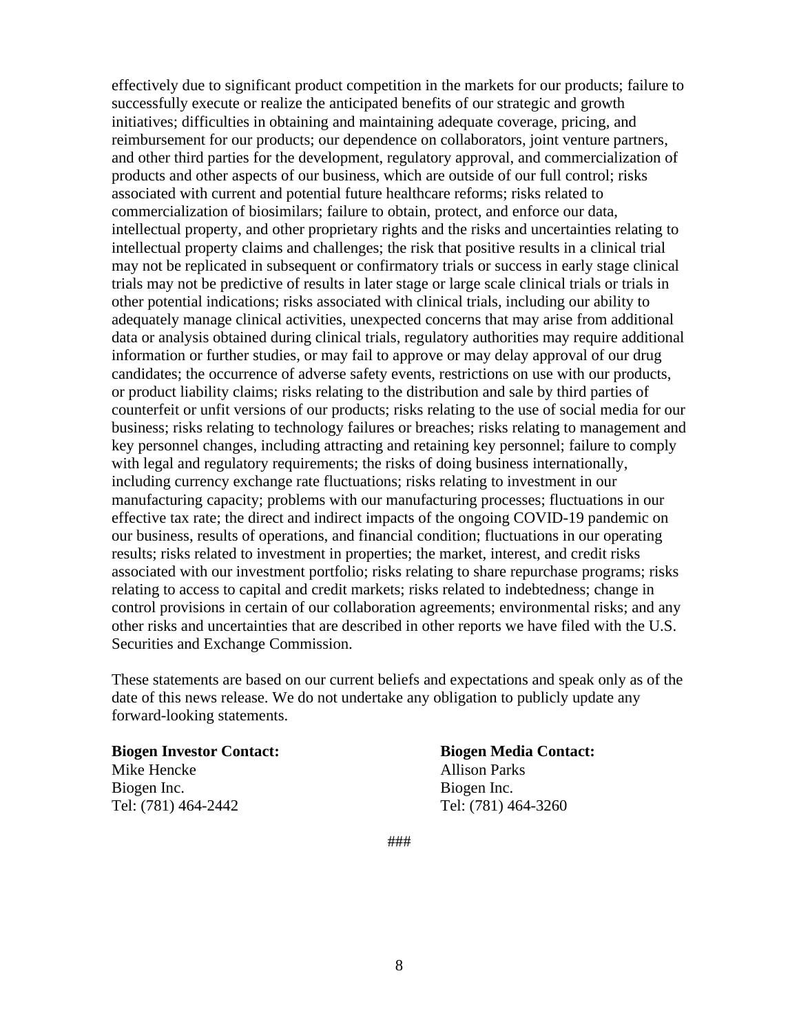effectively due to significant product competition in the markets for our products; failure to successfully execute or realize the anticipated benefits of our strategic and growth initiatives; difficulties in obtaining and maintaining adequate coverage, pricing, and reimbursement for our products; our dependence on collaborators, joint venture partners, and other third parties for the development, regulatory approval, and commercialization of products and other aspects of our business, which are outside of our full control; risks associated with current and potential future healthcare reforms; risks related to commercialization of biosimilars; failure to obtain, protect, and enforce our data, intellectual property, and other proprietary rights and the risks and uncertainties relating to intellectual property claims and challenges; the risk that positive results in a clinical trial may not be replicated in subsequent or confirmatory trials or success in early stage clinical trials may not be predictive of results in later stage or large scale clinical trials or trials in other potential indications; risks associated with clinical trials, including our ability to adequately manage clinical activities, unexpected concerns that may arise from additional data or analysis obtained during clinical trials, regulatory authorities may require additional information or further studies, or may fail to approve or may delay approval of our drug candidates; the occurrence of adverse safety events, restrictions on use with our products, or product liability claims; risks relating to the distribution and sale by third parties of counterfeit or unfit versions of our products; risks relating to the use of social media for our business; risks relating to technology failures or breaches; risks relating to management and key personnel changes, including attracting and retaining key personnel; failure to comply with legal and regulatory requirements; the risks of doing business internationally, including currency exchange rate fluctuations; risks relating to investment in our manufacturing capacity; problems with our manufacturing processes; fluctuations in our effective tax rate; the direct and indirect impacts of the ongoing COVID-19 pandemic on our business, results of operations, and financial condition; fluctuations in our operating results; risks related to investment in properties; the market, interest, and credit risks associated with our investment portfolio; risks relating to share repurchase programs; risks relating to access to capital and credit markets; risks related to indebtedness; change in control provisions in certain of our collaboration agreements; environmental risks; and any other risks and uncertainties that are described in other reports we have filed with the U.S. Securities and Exchange Commission.

These statements are based on our current beliefs and expectations and speak only as of the date of this news release. We do not undertake any obligation to publicly update any forward-looking statements.

**Biogen Investor Contact:**
Mike Hencke
Biogen Inc.
Tel: (781) 464-2442

**Biogen Media Contact:**
Allison Parks
Biogen Inc.
Tel: (781) 464-3260

###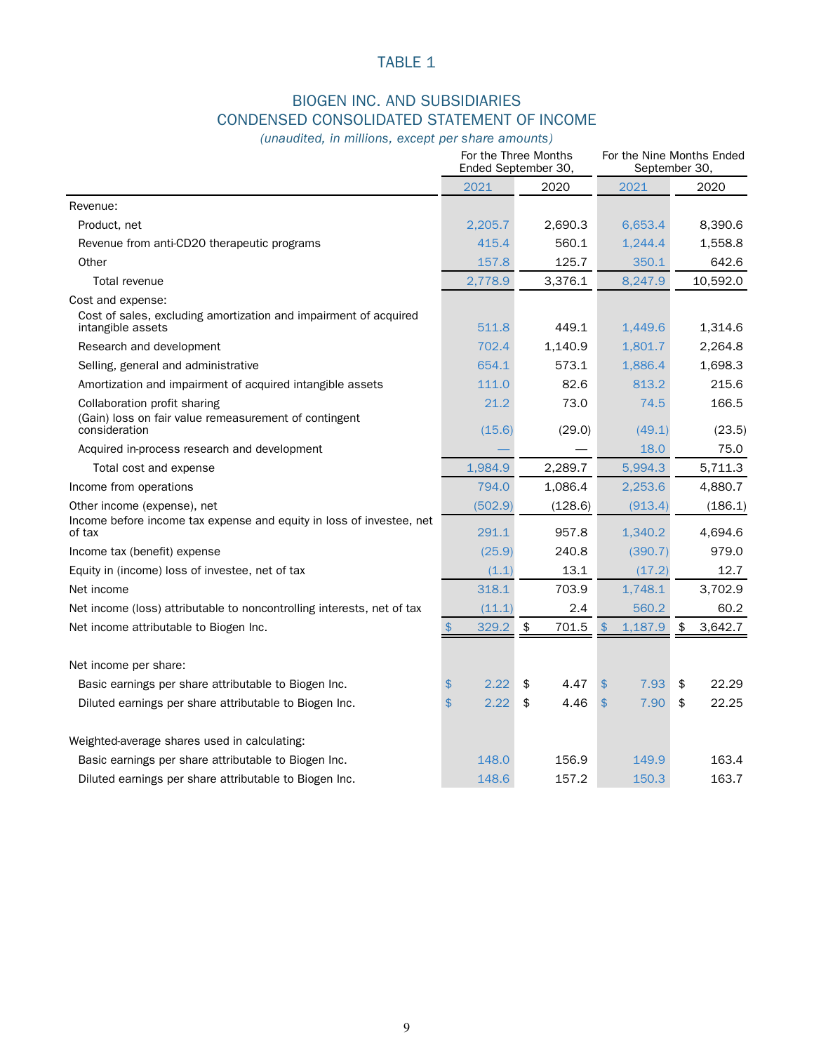# TABLE 1

## BIOGEN INC. AND SUBSIDIARIES
## CONDENSED CONSOLIDATED STATEMENT OF INCOME

*(unaudited, in millions, except per share amounts)*

| | For the Three Months Ended September 30, | | For the Nine Months Ended September 30, | |
|---|---|---|---|---|
| | 2021 | 2020 | 2021 | 2020 |
| Revenue: | | | | |
| Product, net | 2,205.7 | 2,690.3 | 6,653.4 | 8,390.6 |
| Revenue from anti-CD20 therapeutic programs | 415.4 | 560.1 | 1,244.4 | 1,558.8 |
| Other | 157.8 | 125.7 | 350.1 | 642.6 |
| Total revenue | 2,778.9 | 3,376.1 | 8,247.9 | 10,592.0 |
| Cost and expense: | | | | |
| Cost of sales, excluding amortization and impairment of acquired intangible assets | 511.8 | 449.1 | 1,449.6 | 1,314.6 |
| Research and development | 702.4 | 1,140.9 | 1,801.7 | 2,264.8 |
| Selling, general and administrative | 654.1 | 573.1 | 1,886.4 | 1,698.3 |
| Amortization and impairment of acquired intangible assets | 111.0 | 82.6 | 813.2 | 215.6 |
| Collaboration profit sharing | 21.2 | 73.0 | 74.5 | 166.5 |
| (Gain) loss on fair value remeasurement of contingent consideration | (15.6) | (29.0) | (49.1) | (23.5) |
| Acquired in-process research and development | — | — | 18.0 | 75.0 |
| Total cost and expense | 1,984.9 | 2,289.7 | 5,994.3 | 5,711.3 |
| Income from operations | 794.0 | 1,086.4 | 2,253.6 | 4,880.7 |
| Other income (expense), net | (502.9) | (128.6) | (913.4) | (186.1) |
| Income before income tax expense and equity in loss of investee, net of tax | 291.1 | 957.8 | 1,340.2 | 4,694.6 |
| Income tax (benefit) expense | (25.9) | 240.8 | (390.7) | 979.0 |
| Equity in (income) loss of investee, net of tax | (1.1) | 13.1 | (17.2) | 12.7 |
| Net income | 318.1 | 703.9 | 1,748.1 | 3,702.9 |
| Net income (loss) attributable to noncontrolling interests, net of tax | (11.1) | 2.4 | 560.2 | 60.2 |
| Net income attributable to Biogen Inc. | $ 329.2 | $ 701.5 | $ 1,187.9 | $ 3,642.7 |
| | | | | |
| Net income per share: | | | | |
| Basic earnings per share attributable to Biogen Inc. | $ 2.22 | $ 4.47 | $ 7.93 | $ 22.29 |
| Diluted earnings per share attributable to Biogen Inc. | $ 2.22 | $ 4.46 | $ 7.90 | $ 22.25 |
| | | | | |
| Weighted-average shares used in calculating: | | | | |
| Basic earnings per share attributable to Biogen Inc. | 148.0 | 156.9 | 149.9 | 163.4 |
| Diluted earnings per share attributable to Biogen Inc. | 148.6 | 157.2 | 150.3 | 163.7 |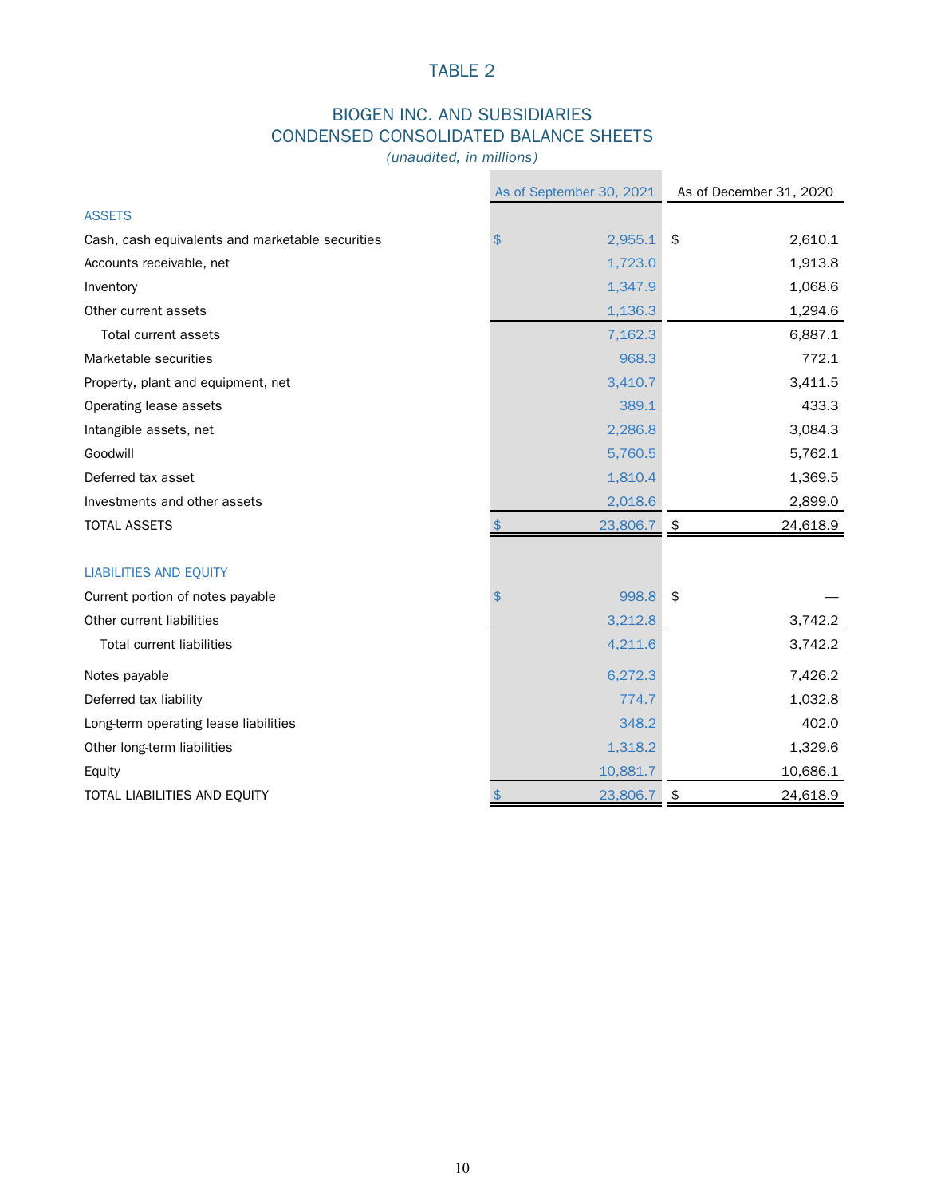# TABLE 2

## BIOGEN INC. AND SUBSIDIARIES
## CONDENSED CONSOLIDATED BALANCE SHEETS

*(unaudited, in millions)*

| | As of September 30, 2021 | As of December 31, 2020 |
|---|---|---|
| **ASSETS** | | |
| Cash, cash equivalents and marketable securities | $ 2,955.1 | $ 2,610.1 |
| Accounts receivable, net | 1,723.0 | 1,913.8 |
| Inventory | 1,347.9 | 1,068.6 |
| Other current assets | 1,136.3 | 1,294.6 |
| Total current assets | 7,162.3 | 6,887.1 |
| Marketable securities | 968.3 | 772.1 |
| Property, plant and equipment, net | 3,410.7 | 3,411.5 |
| Operating lease assets | 389.1 | 433.3 |
| Intangible assets, net | 2,286.8 | 3,084.3 |
| Goodwill | 5,760.5 | 5,762.1 |
| Deferred tax asset | 1,810.4 | 1,369.5 |
| Investments and other assets | 2,018.6 | 2,899.0 |
| TOTAL ASSETS | $ 23,806.7 | $ 24,618.9 |
| | | |
| **LIABILITIES AND EQUITY** | | |
| Current portion of notes payable | $ 998.8 | $ — |
| Other current liabilities | 3,212.8 | 3,742.2 |
| Total current liabilities | 4,211.6 | 3,742.2 |
| Notes payable | 6,272.3 | 7,426.2 |
| Deferred tax liability | 774.7 | 1,032.8 |
| Long-term operating lease liabilities | 348.2 | 402.0 |
| Other long-term liabilities | 1,318.2 | 1,329.6 |
| Equity | 10,881.7 | 10,686.1 |
| TOTAL LIABILITIES AND EQUITY | $ 23,806.7 | $ 24,618.9 |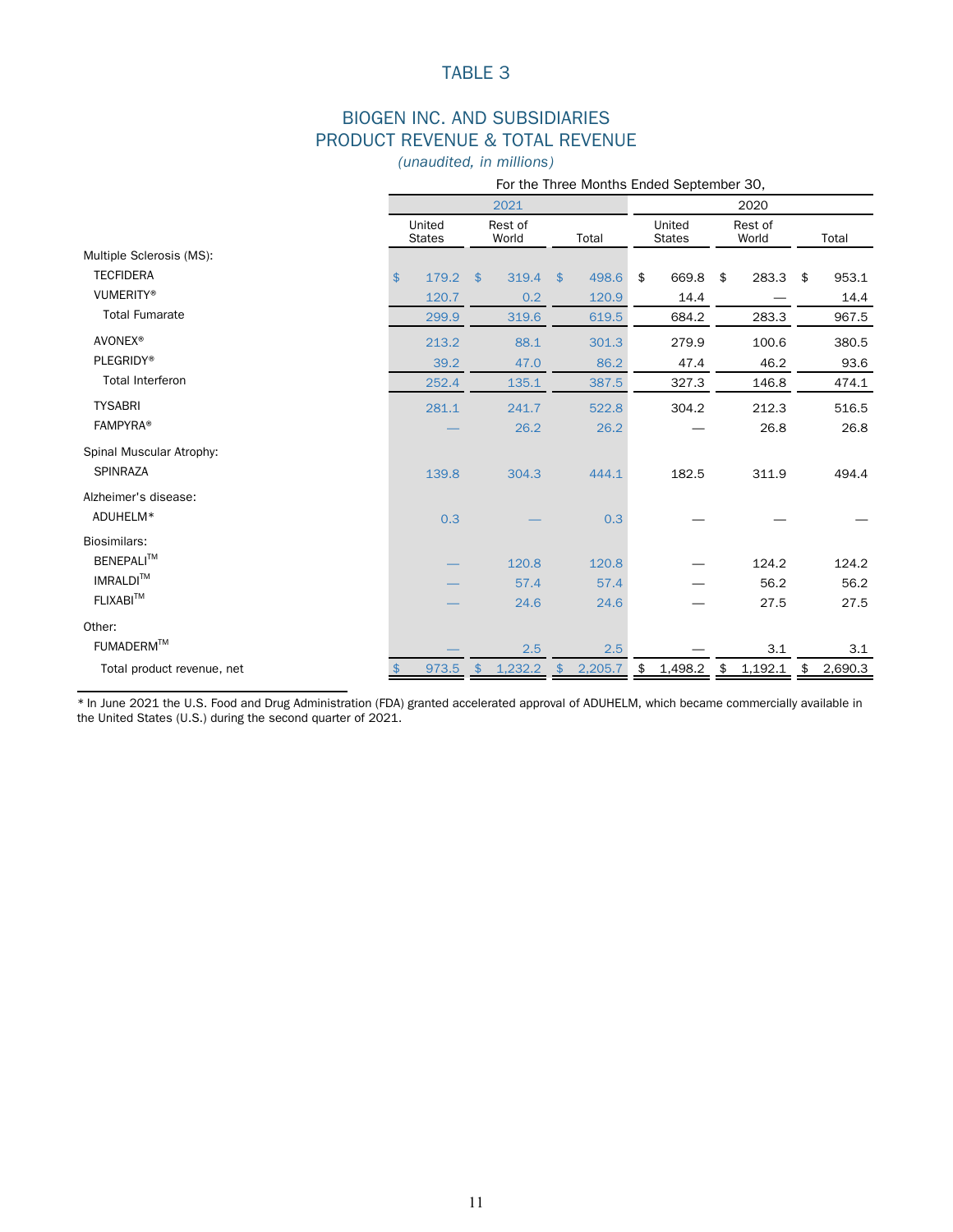# TABLE 3

## BIOGEN INC. AND SUBSIDIARIES
## PRODUCT REVENUE & TOTAL REVENUE

*(unaudited, in millions)*

| | For the Three Months Ended September 30, | | | | | |
|---|---|---|---|---|---|---|
| | 2021 | | | 2020 | | |
| | United States | Rest of World | Total | United States | Rest of World | Total |
| Multiple Sclerosis (MS): | | | | | | |
| TECFIDERA | $ 179.2 | $ 319.4 | $ 498.6 | $ 669.8 | $ 283.3 | $ 953.1 |
| VUMERITY® | 120.7 | 0.2 | 120.9 | 14.4 | — | 14.4 |
| Total Fumarate | 299.9 | 319.6 | 619.5 | 684.2 | 283.3 | 967.5 |
| AVONEX® | 213.2 | 88.1 | 301.3 | 279.9 | 100.6 | 380.5 |
| PLEGRIDY® | 39.2 | 47.0 | 86.2 | 47.4 | 46.2 | 93.6 |
| Total Interferon | 252.4 | 135.1 | 387.5 | 327.3 | 146.8 | 474.1 |
| TYSABRI | 281.1 | 241.7 | 522.8 | 304.2 | 212.3 | 516.5 |
| FAMPYRA® | — | 26.2 | 26.2 | — | 26.8 | 26.8 |
| Spinal Muscular Atrophy: | | | | | | |
| SPINRAZA | 139.8 | 304.3 | 444.1 | 182.5 | 311.9 | 494.4 |
| Alzheimer's disease: | | | | | | |
| ADUHELM* | 0.3 | — | 0.3 | — | — | — |
| Biosimilars: | | | | | | |
| BENEPALI™ | — | 120.8 | 120.8 | — | 124.2 | 124.2 |
| IMRALDI™ | — | 57.4 | 57.4 | — | 56.2 | 56.2 |
| FLIXABI™ | — | 24.6 | 24.6 | — | 27.5 | 27.5 |
| Other: | | | | | | |
| FUMADERM™ | — | 2.5 | 2.5 | — | 3.1 | 3.1 |
| Total product revenue, net | $ 973.5 | $ 1,232.2 | $ 2,205.7 | $ 1,498.2 | $ 1,192.1 | $ 2,690.3 |

* In June 2021 the U.S. Food and Drug Administration (FDA) granted accelerated approval of ADUHELM, which became commercially available in the United States (U.S.) during the second quarter of 2021.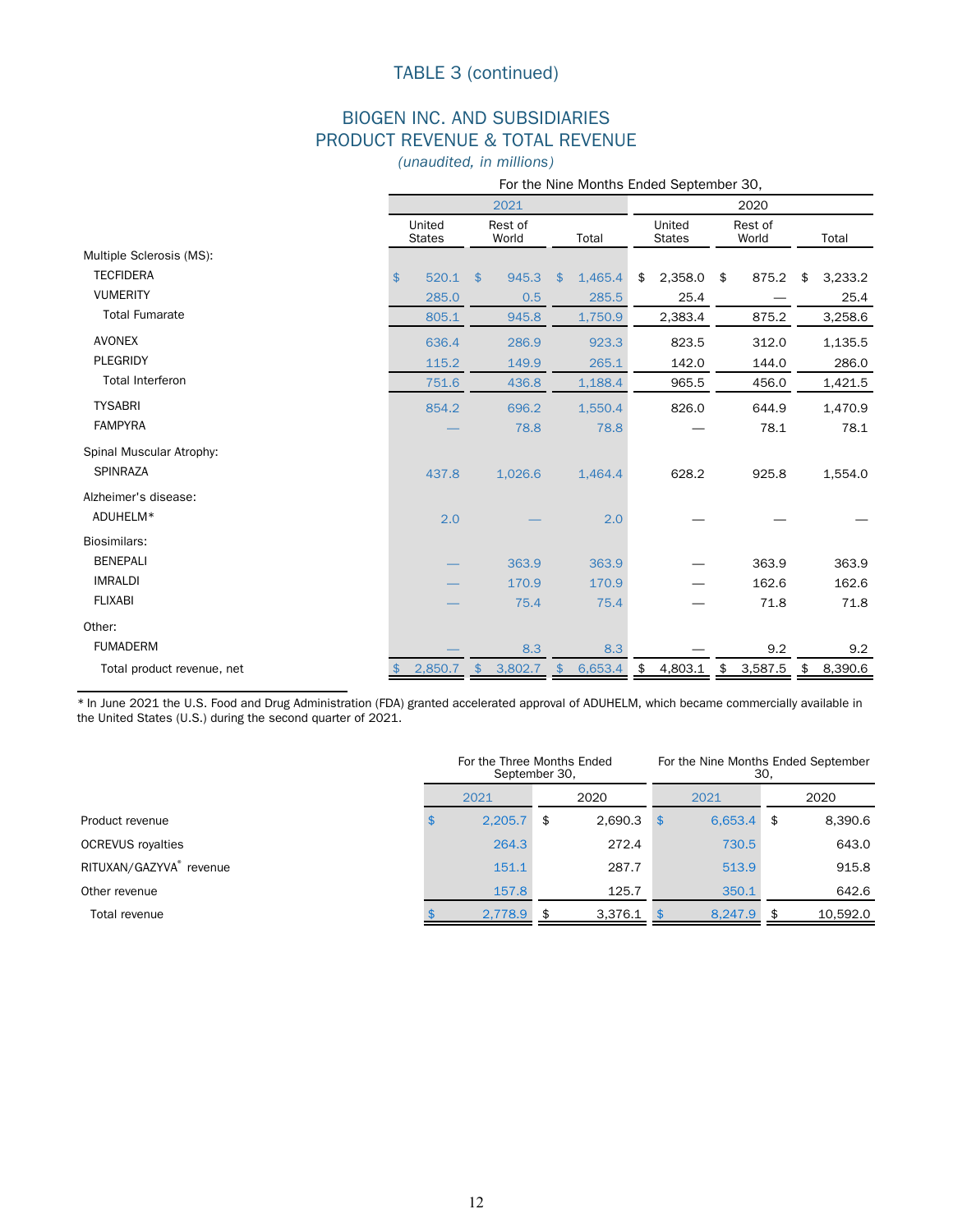## TABLE 3 (continued)

## BIOGEN INC. AND SUBSIDIARIES
## PRODUCT REVENUE & TOTAL REVENUE
*(unaudited, in millions)*

| | For the Nine Months Ended September 30, | | | | | |
|---|---|---|---|---|---|---|
| | 2021 | | | 2020 | | |
| | United States | Rest of World | Total | United States | Rest of World | Total |
| Multiple Sclerosis (MS): | | | | | | |
| TECFIDERA | $ 520.1 | $ 945.3 | $ 1,465.4 | $ 2,358.0 | $ 875.2 | $ 3,233.2 |
| VUMERITY | 285.0 | 0.5 | 285.5 | 25.4 | — | 25.4 |
| Total Fumarate | 805.1 | 945.8 | 1,750.9 | 2,383.4 | 875.2 | 3,258.6 |
| AVONEX | 636.4 | 286.9 | 923.3 | 823.5 | 312.0 | 1,135.5 |
| PLEGRIDY | 115.2 | 149.9 | 265.1 | 142.0 | 144.0 | 286.0 |
| Total Interferon | 751.6 | 436.8 | 1,188.4 | 965.5 | 456.0 | 1,421.5 |
| TYSABRI | 854.2 | 696.2 | 1,550.4 | 826.0 | 644.9 | 1,470.9 |
| FAMPYRA | — | 78.8 | 78.8 | — | 78.1 | 78.1 |
| Spinal Muscular Atrophy: | | | | | | |
| SPINRAZA | 437.8 | 1,026.6 | 1,464.4 | 628.2 | 925.8 | 1,554.0 |
| Alzheimer's disease: | | | | | | |
| ADUHELM* | 2.0 | — | 2.0 | — | — | — |
| Biosimilars: | | | | | | |
| BENEPALI | — | 363.9 | 363.9 | — | 363.9 | 363.9 |
| IMRALDI | — | 170.9 | 170.9 | — | 162.6 | 162.6 |
| FLIXABI | — | 75.4 | 75.4 | — | 71.8 | 71.8 |
| Other: | | | | | | |
| FUMADERM | — | 8.3 | 8.3 | — | 9.2 | 9.2 |
| Total product revenue, net | $ 2,850.7 | $ 3,802.7 | $ 6,653.4 | $ 4,803.1 | $ 3,587.5 | $ 8,390.6 |

* In June 2021 the U.S. Food and Drug Administration (FDA) granted accelerated approval of ADUHELM, which became commercially available in the United States (U.S.) during the second quarter of 2021.

| | For the Three Months Ended September 30, | | For the Nine Months Ended September 30, | |
|---|---|---|---|---|
| | 2021 | 2020 | 2021 | 2020 |
| Product revenue | $ 2,205.7 | $ 2,690.3 | $ 6,653.4 | $ 8,390.6 |
| OCREVUS royalties | 264.3 | 272.4 | 730.5 | 643.0 |
| RITUXAN/GAZYVA® revenue | 151.1 | 287.7 | 513.9 | 915.8 |
| Other revenue | 157.8 | 125.7 | 350.1 | 642.6 |
| Total revenue | $ 2,778.9 | $ 3,376.1 | $ 8,247.9 | $ 10,592.0 |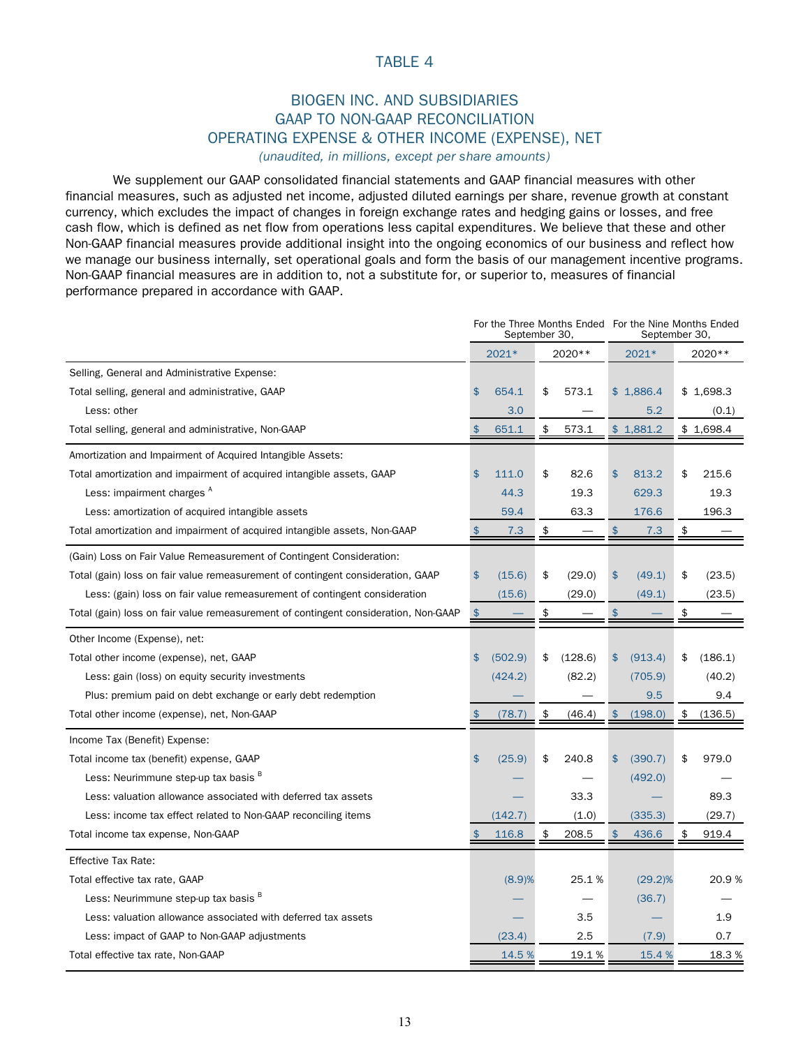# TABLE 4

## BIOGEN INC. AND SUBSIDIARIES
## GAAP TO NON-GAAP RECONCILIATION
## OPERATING EXPENSE & OTHER INCOME (EXPENSE), NET

*(unaudited, in millions, except per share amounts)*

We supplement our GAAP consolidated financial statements and GAAP financial measures with other financial measures, such as adjusted net income, adjusted diluted earnings per share, revenue growth at constant currency, which excludes the impact of changes in foreign exchange rates and hedging gains or losses, and free cash flow, which is defined as net flow from operations less capital expenditures. We believe that these and other Non-GAAP financial measures provide additional insight into the ongoing economics of our business and reflect how we manage our business internally, set operational goals and form the basis of our management incentive programs. Non-GAAP financial measures are in addition to, not a substitute for, or superior to, measures of financial performance prepared in accordance with GAAP.

| | For the Three Months Ended September 30, | | For the Nine Months Ended September 30, | |
|---|---|---|---|---|
| | 2021* | 2020** | 2021* | 2020** |
| **Selling, General and Administrative Expense:** | | | | |
| Total selling, general and administrative, GAAP | $ 654.1 | $ 573.1 | $ 1,886.4 | $ 1,698.3 |
| Less: other | 3.0 | — | 5.2 | (0.1) |
| Total selling, general and administrative, Non-GAAP | $ 651.1 | $ 573.1 | $ 1,881.2 | $ 1,698.4 |
| **Amortization and Impairment of Acquired Intangible Assets:** | | | | |
| Total amortization and impairment of acquired intangible assets, GAAP | $ 111.0 | $ 82.6 | $ 813.2 | $ 215.6 |
| Less: impairment charges [A] | 44.3 | 19.3 | 629.3 | 19.3 |
| Less: amortization of acquired intangible assets | 59.4 | 63.3 | 176.6 | 196.3 |
| Total amortization and impairment of acquired intangible assets, Non-GAAP | $ 7.3 | $ — | $ 7.3 | $ — |
| **(Gain) Loss on Fair Value Remeasurement of Contingent Consideration:** | | | | |
| Total (gain) loss on fair value remeasurement of contingent consideration, GAAP | $ (15.6) | $ (29.0) | $ (49.1) | $ (23.5) |
| Less: (gain) loss on fair value remeasurement of contingent consideration | (15.6) | (29.0) | (49.1) | (23.5) |
| Total (gain) loss on fair value remeasurement of contingent consideration, Non-GAAP | $ — | $ — | $ — | $ — |
| **Other Income (Expense), net:** | | | | |
| Total other income (expense), net, GAAP | $ (502.9) | $ (128.6) | $ (913.4) | $ (186.1) |
| Less: gain (loss) on equity security investments | (424.2) | (82.2) | (705.9) | (40.2) |
| Plus: premium paid on debt exchange or early debt redemption | — | — | 9.5 | 9.4 |
| Total other income (expense), net, Non-GAAP | $ (78.7) | $ (46.4) | $ (198.0) | $ (136.5) |
| **Income Tax (Benefit) Expense:** | | | | |
| Total income tax (benefit) expense, GAAP | $ (25.9) | $ 240.8 | $ (390.7) | $ 979.0 |
| Less: Neurimmune step-up tax basis [B] | — | — | (492.0) | — |
| Less: valuation allowance associated with deferred tax assets | — | 33.3 | — | 89.3 |
| Less: income tax effect related to Non-GAAP reconciling items | (142.7) | (1.0) | (335.3) | (29.7) |
| Total income tax expense, Non-GAAP | $ 116.8 | $ 208.5 | $ 436.6 | $ 919.4 |
| **Effective Tax Rate:** | | | | |
| Total effective tax rate, GAAP | (8.9)% | 25.1 % | (29.2)% | 20.9 % |
| Less: Neurimmune step-up tax basis [B] | — | — | (36.7) | — |
| Less: valuation allowance associated with deferred tax assets | — | 3.5 | — | 1.9 |
| Less: impact of GAAP to Non-GAAP adjustments | (23.4) | 2.5 | (7.9) | 0.7 |
| Total effective tax rate, Non-GAAP | 14.5 % | 19.1 % | 15.4 % | 18.3 % |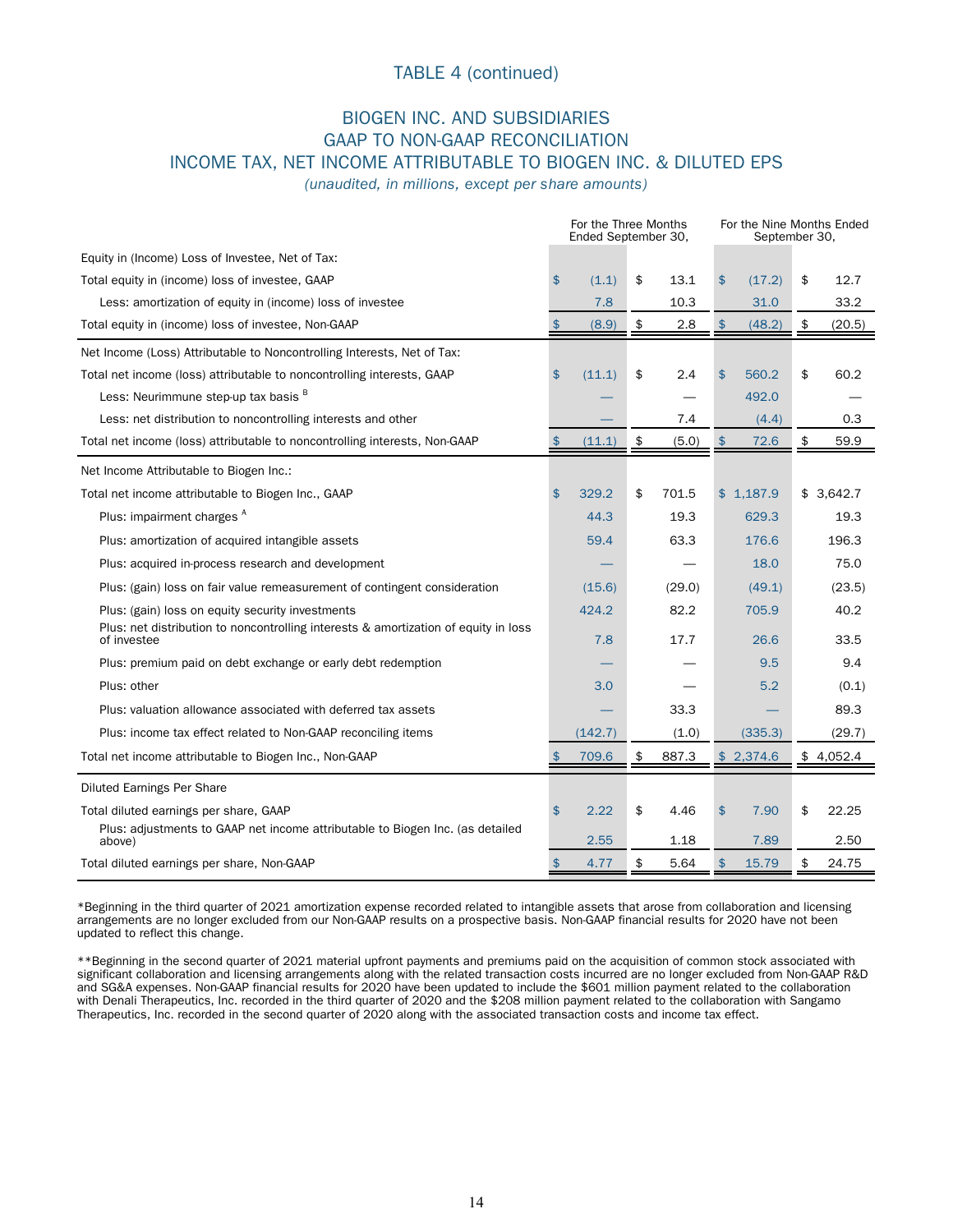## TABLE 4 (continued)

## BIOGEN INC. AND SUBSIDIARIES
## GAAP TO NON-GAAP RECONCILIATION
## INCOME TAX, NET INCOME ATTRIBUTABLE TO BIOGEN INC. & DILUTED EPS

*(unaudited, in millions, except per share amounts)*

| | For the Three Months Ended September 30, | | For the Nine Months Ended September 30, | |
|---|---|---|---|---|
| | 2021 | 2020 | 2021 | 2020 |
| **Equity in (Income) Loss of Investee, Net of Tax:** | | | | |
| Total equity in (income) loss of investee, GAAP | $ (1.1) | $ 13.1 | $ (17.2) | $ 12.7 |
| Less: amortization of equity in (income) loss of investee | 7.8 | 10.3 | 31.0 | 33.2 |
| Total equity in (income) loss of investee, Non-GAAP | $ (8.9) | $ 2.8 | $ (48.2) | $ (20.5) |
| **Net Income (Loss) Attributable to Noncontrolling Interests, Net of Tax:** | | | | |
| Total net income (loss) attributable to noncontrolling interests, GAAP | $ (11.1) | $ 2.4 | $ 560.2 | $ 60.2 |
| Less: Neurimmune step-up tax basis [B] | — | — | 492.0 | — |
| Less: net distribution to noncontrolling interests and other | — | 7.4 | (4.4) | 0.3 |
| Total net income (loss) attributable to noncontrolling interests, Non-GAAP | $ (11.1) | $ (5.0) | $ 72.6 | $ 59.9 |
| **Net Income Attributable to Biogen Inc.:** | | | | |
| Total net income attributable to Biogen Inc., GAAP | $ 329.2 | $ 701.5 | $ 1,187.9 | $ 3,642.7 |
| Plus: impairment charges [A] | 44.3 | 19.3 | 629.3 | 19.3 |
| Plus: amortization of acquired intangible assets | 59.4 | 63.3 | 176.6 | 196.3 |
| Plus: acquired in-process research and development | — | — | 18.0 | 75.0 |
| Plus: (gain) loss on fair value remeasurement of contingent consideration | (15.6) | (29.0) | (49.1) | (23.5) |
| Plus: (gain) loss on equity security investments | 424.2 | 82.2 | 705.9 | 40.2 |
| Plus: net distribution to noncontrolling interests & amortization of equity in loss of investee | 7.8 | 17.7 | 26.6 | 33.5 |
| Plus: premium paid on debt exchange or early debt redemption | — | — | 9.5 | 9.4 |
| Plus: other | 3.0 | — | 5.2 | (0.1) |
| Plus: valuation allowance associated with deferred tax assets | — | 33.3 | — | 89.3 |
| Plus: income tax effect related to Non-GAAP reconciling items | (142.7) | (1.0) | (335.3) | (29.7) |
| Total net income attributable to Biogen Inc., Non-GAAP | $ 709.6 | $ 887.3 | $ 2,374.6 | $ 4,052.4 |
| **Diluted Earnings Per Share** | | | | |
| Total diluted earnings per share, GAAP | $ 2.22 | $ 4.46 | $ 7.90 | $ 22.25 |
| Plus: adjustments to GAAP net income attributable to Biogen Inc. (as detailed above) | 2.55 | 1.18 | 7.89 | 2.50 |
| Total diluted earnings per share, Non-GAAP | $ 4.77 | $ 5.64 | $ 15.79 | $ 24.75 |

*Beginning in the third quarter of 2021 amortization expense recorded related to intangible assets that arose from collaboration and licensing arrangements are no longer excluded from our Non-GAAP results on a prospective basis. Non-GAAP financial results for 2020 have not been updated to reflect this change.

**Beginning in the second quarter of 2021 material upfront payments and premiums paid on the acquisition of common stock associated with significant collaboration and licensing arrangements along with the related transaction costs incurred are no longer excluded from Non-GAAP R&D and SG&A expenses. Non-GAAP financial results for 2020 have been updated to include the $601 million payment related to the collaboration with Denali Therapeutics, Inc. recorded in the third quarter of 2020 and the $208 million payment related to the collaboration with Sangamo Therapeutics, Inc. recorded in the second quarter of 2020 along with the associated transaction costs and income tax effect.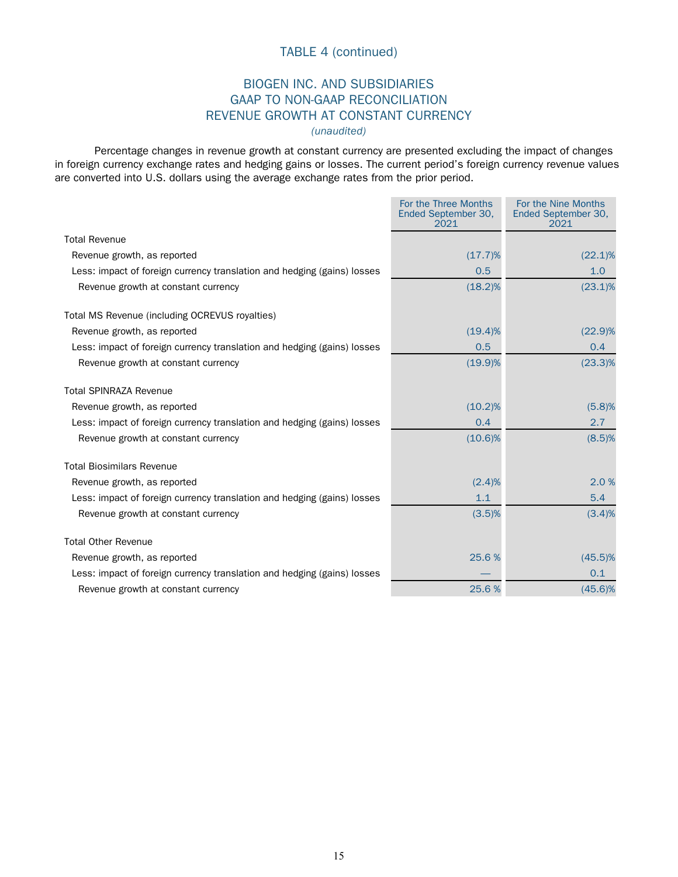# TABLE 4 (continued)

## BIOGEN INC. AND SUBSIDIARIES
## GAAP TO NON-GAAP RECONCILIATION
## REVENUE GROWTH AT CONSTANT CURRENCY

*(unaudited)*

Percentage changes in revenue growth at constant currency are presented excluding the impact of changes in foreign currency exchange rates and hedging gains or losses. The current period's foreign currency revenue values are converted into U.S. dollars using the average exchange rates from the prior period.

| | For the Three Months Ended September 30, 2021 | For the Nine Months Ended September 30, 2021 |
|---|---|---|
| **Total Revenue** | | |
| Revenue growth, as reported | (17.7)% | (22.1)% |
| Less: impact of foreign currency translation and hedging (gains) losses | 0.5 | 1.0 |
| Revenue growth at constant currency | (18.2)% | (23.1)% |
| **Total MS Revenue (including OCREVUS royalties)** | | |
| Revenue growth, as reported | (19.4)% | (22.9)% |
| Less: impact of foreign currency translation and hedging (gains) losses | 0.5 | 0.4 |
| Revenue growth at constant currency | (19.9)% | (23.3)% |
| **Total SPINRAZA Revenue** | | |
| Revenue growth, as reported | (10.2)% | (5.8)% |
| Less: impact of foreign currency translation and hedging (gains) losses | 0.4 | 2.7 |
| Revenue growth at constant currency | (10.6)% | (8.5)% |
| **Total Biosimilars Revenue** | | |
| Revenue growth, as reported | (2.4)% | 2.0 % |
| Less: impact of foreign currency translation and hedging (gains) losses | 1.1 | 5.4 |
| Revenue growth at constant currency | (3.5)% | (3.4)% |
| **Total Other Revenue** | | |
| Revenue growth, as reported | 25.6 % | (45.5)% |
| Less: impact of foreign currency translation and hedging (gains) losses | — | 0.1 |
| Revenue growth at constant currency | 25.6 % | (45.6)% |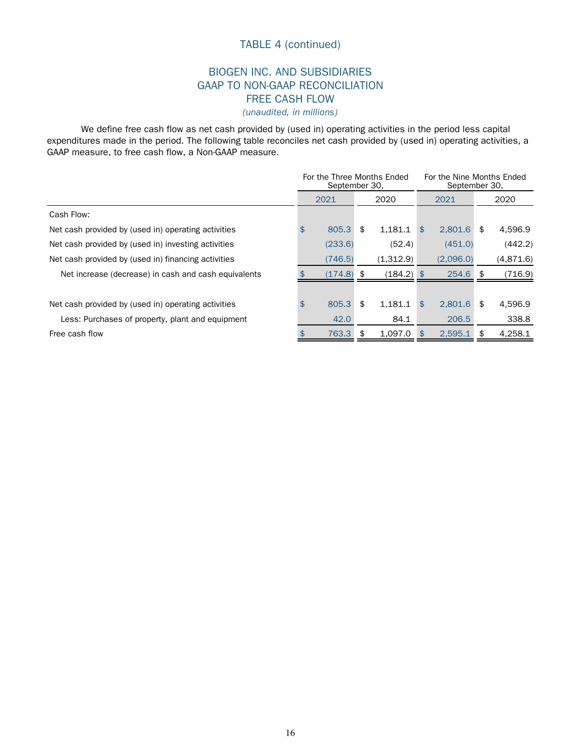TABLE 4 (continued)

# BIOGEN INC. AND SUBSIDIARIES
## GAAP TO NON-GAAP RECONCILIATION
## FREE CASH FLOW

*(unaudited, in millions)*

We define free cash flow as net cash provided by (used in) operating activities in the period less capital expenditures made in the period. The following table reconciles net cash provided by (used in) operating activities, a GAAP measure, to free cash flow, a Non-GAAP measure.

| | For the Three Months Ended September 30, | | For the Nine Months Ended September 30, | |
|---|---|---|---|---|
| | 2021 | 2020 | 2021 | 2020 |
| **Cash Flow:** | | | | |
| Net cash provided by (used in) operating activities | $ 805.3 | $ 1,181.1 | $ 2,801.6 | $ 4,596.9 |
| Net cash provided by (used in) investing activities | (233.6) | (52.4) | (451.0) | (442.2) |
| Net cash provided by (used in) financing activities | (746.5) | (1,312.9) | (2,096.0) | (4,871.6) |
| Net increase (decrease) in cash and cash equivalents | $ (174.8) | $ (184.2) | $ 254.6 | $ (716.9) |
| | | | | |
| Net cash provided by (used in) operating activities | $ 805.3 | $ 1,181.1 | $ 2,801.6 | $ 4,596.9 |
| Less: Purchases of property, plant and equipment | 42.0 | 84.1 | 206.5 | 338.8 |
| Free cash flow | $ 763.3 | $ 1,097.0 | $ 2,595.1 | $ 4,258.1 |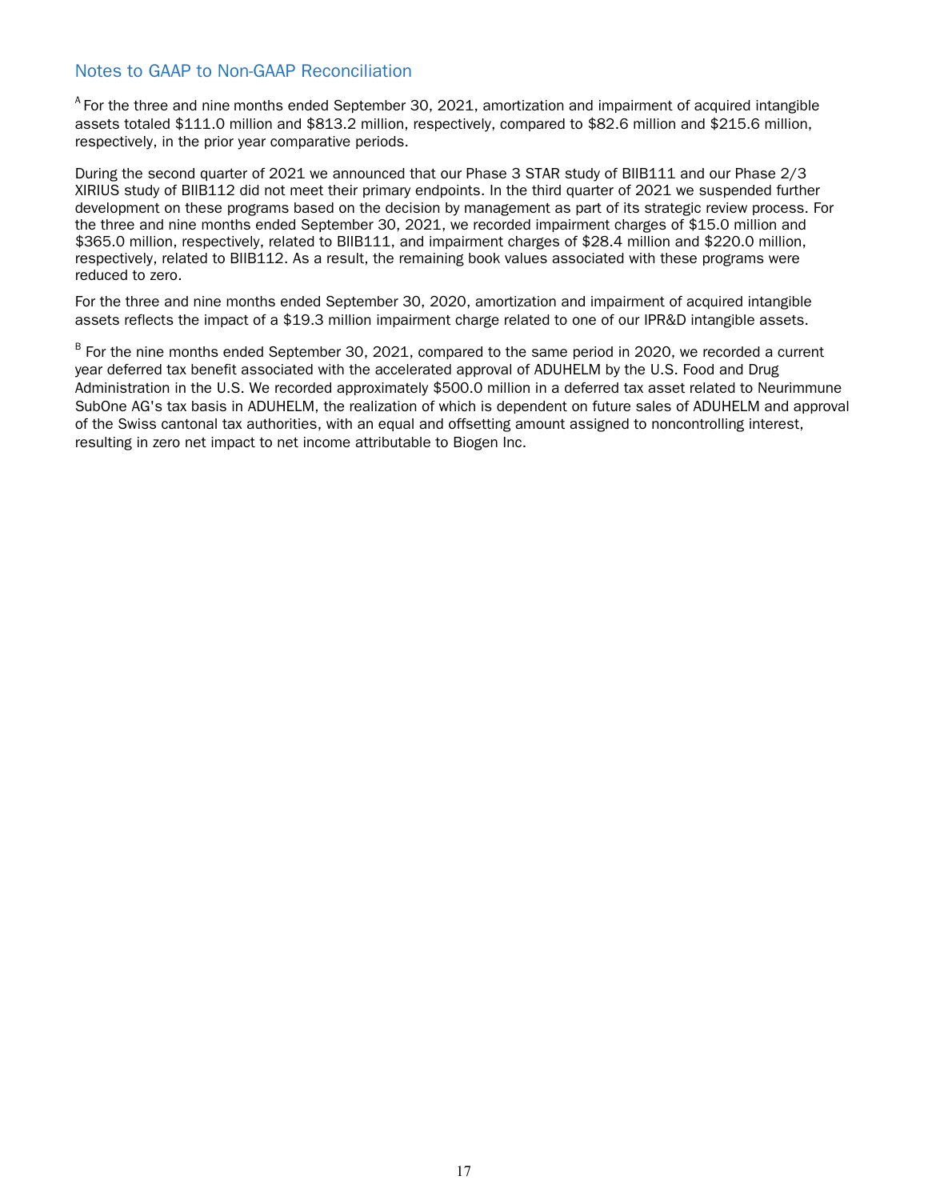## Notes to GAAP to Non-GAAP Reconciliation

[A] For the three and nine months ended September 30, 2021, amortization and impairment of acquired intangible assets totaled $111.0 million and $813.2 million, respectively, compared to $82.6 million and $215.6 million, respectively, in the prior year comparative periods.

During the second quarter of 2021 we announced that our Phase 3 STAR study of BIIB111 and our Phase 2/3 XIRIUS study of BIIB112 did not meet their primary endpoints. In the third quarter of 2021 we suspended further development on these programs based on the decision by management as part of its strategic review process. For the three and nine months ended September 30, 2021, we recorded impairment charges of $15.0 million and $365.0 million, respectively, related to BIIB111, and impairment charges of $28.4 million and $220.0 million, respectively, related to BIIB112. As a result, the remaining book values associated with these programs were reduced to zero.

For the three and nine months ended September 30, 2020, amortization and impairment of acquired intangible assets reflects the impact of a $19.3 million impairment charge related to one of our IPR&D intangible assets.

[B] For the nine months ended September 30, 2021, compared to the same period in 2020, we recorded a current year deferred tax benefit associated with the accelerated approval of ADUHELM by the U.S. Food and Drug Administration in the U.S. We recorded approximately $500.0 million in a deferred tax asset related to Neurimmune SubOne AG's tax basis in ADUHELM, the realization of which is dependent on future sales of ADUHELM and approval of the Swiss cantonal tax authorities, with an equal and offsetting amount assigned to noncontrolling interest, resulting in zero net impact to net income attributable to Biogen Inc.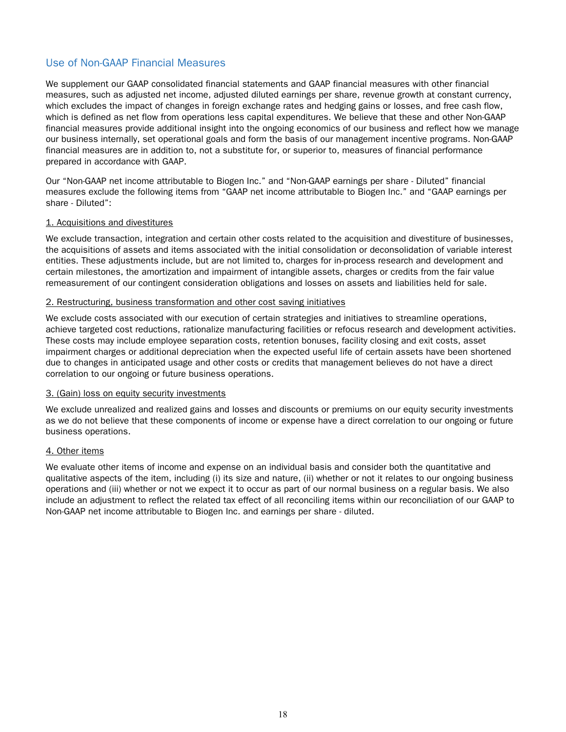## Use of Non-GAAP Financial Measures

We supplement our GAAP consolidated financial statements and GAAP financial measures with other financial measures, such as adjusted net income, adjusted diluted earnings per share, revenue growth at constant currency, which excludes the impact of changes in foreign exchange rates and hedging gains or losses, and free cash flow, which is defined as net flow from operations less capital expenditures. We believe that these and other Non-GAAP financial measures provide additional insight into the ongoing economics of our business and reflect how we manage our business internally, set operational goals and form the basis of our management incentive programs. Non-GAAP financial measures are in addition to, not a substitute for, or superior to, measures of financial performance prepared in accordance with GAAP.

Our “Non-GAAP net income attributable to Biogen Inc.” and “Non-GAAP earnings per share - Diluted” financial measures exclude the following items from “GAAP net income attributable to Biogen Inc.” and “GAAP earnings per share - Diluted”:

1. Acquisitions and divestitures

We exclude transaction, integration and certain other costs related to the acquisition and divestiture of businesses, the acquisitions of assets and items associated with the initial consolidation or deconsolidation of variable interest entities. These adjustments include, but are not limited to, charges for in-process research and development and certain milestones, the amortization and impairment of intangible assets, charges or credits from the fair value remeasurement of our contingent consideration obligations and losses on assets and liabilities held for sale.

2. Restructuring, business transformation and other cost saving initiatives

We exclude costs associated with our execution of certain strategies and initiatives to streamline operations, achieve targeted cost reductions, rationalize manufacturing facilities or refocus research and development activities. These costs may include employee separation costs, retention bonuses, facility closing and exit costs, asset impairment charges or additional depreciation when the expected useful life of certain assets have been shortened due to changes in anticipated usage and other costs or credits that management believes do not have a direct correlation to our ongoing or future business operations.

3. (Gain) loss on equity security investments

We exclude unrealized and realized gains and losses and discounts or premiums on our equity security investments as we do not believe that these components of income or expense have a direct correlation to our ongoing or future business operations.

4. Other items

We evaluate other items of income and expense on an individual basis and consider both the quantitative and qualitative aspects of the item, including (i) its size and nature, (ii) whether or not it relates to our ongoing business operations and (iii) whether or not we expect it to occur as part of our normal business on a regular basis. We also include an adjustment to reflect the related tax effect of all reconciling items within our reconciliation of our GAAP to Non-GAAP net income attributable to Biogen Inc. and earnings per share - diluted.